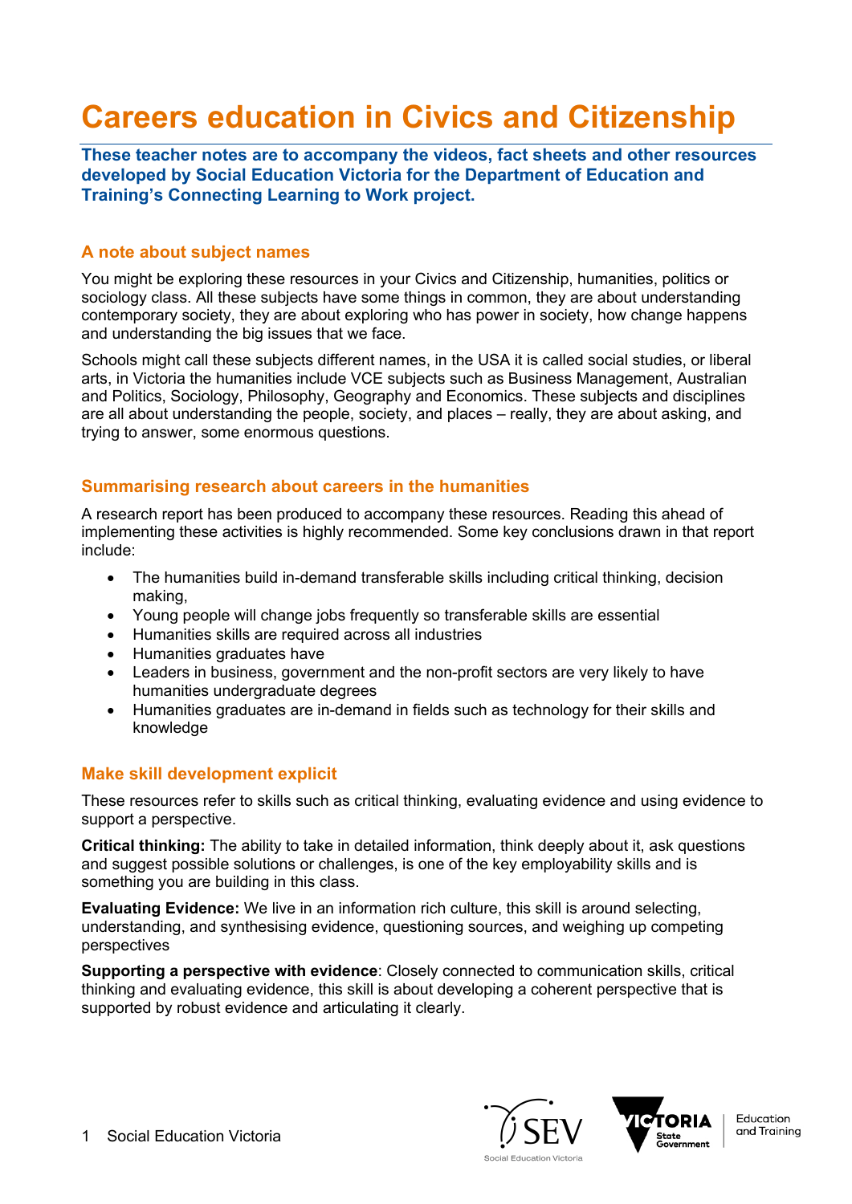# Careers education in Civics and Citizenship

**These teacher notes are to accompany the videos, fact sheets and other resources developed by Social Education Victoria for the Department of Education and Training's Connecting Learning to Work project.**

## A note about subject names

You might be exploring these resources in your Civics and Citizenship, humanities, politics or sociology class. All these subjects have some things in common, they are about understanding contemporary society, they are about exploring who has power in society, how change happens and understanding the big issues that we face.

Schools might call these subjects different names, in the USA it is called social studies, or liberal arts, in Victoria the humanities include VCE subjects such as Business Management, Australian and Politics, Sociology, Philosophy, Geography and Economics. These subjects and disciplines are all about understanding the people, society, and places – really, they are about asking, and trying to answer, some enormous questions.

## Summarising research about careers in the humanities

A research report has been produced to accompany these resources. Reading this ahead of implementing these activities is highly recommended. Some key conclusions drawn in that report include:

- The humanities build in-demand transferable skills including critical thinking, decision making,
- Young people will change jobs frequently so transferable skills are essential
- Humanities skills are required across all industries
- Humanities graduates have
- Leaders in business, government and the non-profit sectors are very likely to have humanities undergraduate degrees
- Humanities graduates are in-demand in fields such as technology for their skills and knowledge

## Make skill development explicit

These resources refer to skills such as critical thinking, evaluating evidence and using evidence to support a perspective.

**Critical thinking:** The ability to take in detailed information, think deeply about it, ask questions and suggest possible solutions or challenges, is one of the key employability skills and is something you are building in this class.

**Evaluating Evidence:** We live in an information rich culture, this skill is around selecting, understanding, and synthesising evidence, questioning sources, and weighing up competing perspectives

**Supporting a perspective with evidence**: Closely connected to communication skills, critical thinking and evaluating evidence, this skill is about developing a coherent perspective that is supported by robust evidence and articulating it clearly.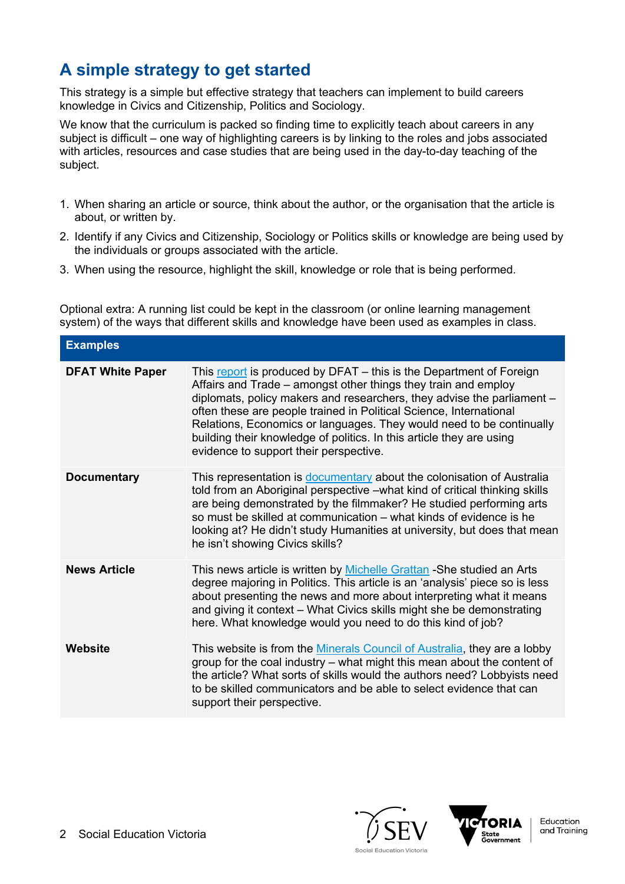## A simple strategy to get started

This strategy is a simple but effective strategy that teachers can implement to build careers knowledge in Civics and Citizenship, Politics and Sociology.

We know that the curriculum is packed so finding time to explicitly teach about careers in any subject is difficult – one way of highlighting careers is by linking to the roles and jobs associated with articles, resources and case studies that are being used in the day-to-day teaching of the subject.

1. When sharing an article or source, think about the author, or the organisation that the article is about, or written by.
2. Identify if any Civics and Citizenship, Sociology or Politics skills or knowledge are being used by the individuals or groups associated with the article.
3. When using the resource, highlight the skill, knowledge or role that is being performed.

Optional extra: A running list could be kept in the classroom (or online learning management system) of the ways that different skills and knowledge have been used as examples in class.

| **Examples** | |
|---|---|
| **DFAT White Paper** | This report is produced by DFAT – this is the Department of Foreign Affairs and Trade – amongst other things they train and employ diplomats, policy makers and researchers, they advise the parliament – often these are people trained in Political Science, International Relations, Economics or languages. They would need to be continually building their knowledge of politics. In this article they are using evidence to support their perspective. |
| **Documentary** | This representation is documentary about the colonisation of Australia told from an Aboriginal perspective –what kind of critical thinking skills are being demonstrated by the filmmaker? He studied performing arts so must be skilled at communication – what kinds of evidence is he looking at? He didn't study Humanities at university, but does that mean he isn't showing Civics skills? |
| **News Article** | This news article is written by Michelle Grattan -She studied an Arts degree majoring in Politics. This article is an 'analysis' piece so is less about presenting the news and more about interpreting what it means and giving it context – What Civics skills might she be demonstrating here. What knowledge would you need to do this kind of job? |
| **Website** | This website is from the Minerals Council of Australia, they are a lobby group for the coal industry – what might this mean about the content of the article? What sorts of skills would the authors need? Lobbyists need to be skilled communicators and be able to select evidence that can support their perspective. |